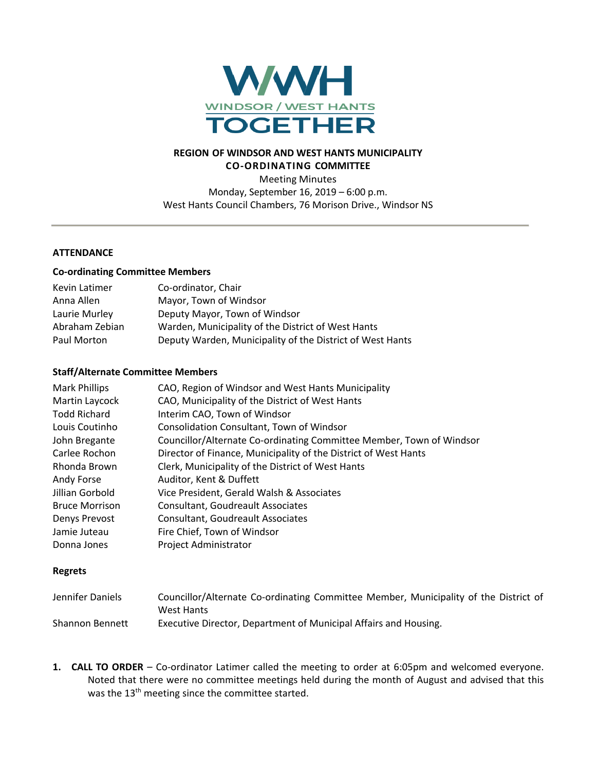WINDSOR / WEST HANTS
TOGETHER

# REGION OF WINDSOR AND WEST HANTS MUNICIPALITY
## CO-ORDINATING COMMITTEE

Meeting Minutes
Monday, September 16, 2019 – 6:00 p.m.
West Hants Council Chambers, 76 Morison Drive., Windsor NS

---

**ATTENDANCE**

**Co-ordinating Committee Members**

| | |
|---|---|
| Kevin Latimer | Co-ordinator, Chair |
| Anna Allen | Mayor, Town of Windsor |
| Laurie Murley | Deputy Mayor, Town of Windsor |
| Abraham Zebian | Warden, Municipality of the District of West Hants |
| Paul Morton | Deputy Warden, Municipality of the District of West Hants |

**Staff/Alternate Committee Members**

| | |
|---|---|
| Mark Phillips | CAO, Region of Windsor and West Hants Municipality |
| Martin Laycock | CAO, Municipality of the District of West Hants |
| Todd Richard | Interim CAO, Town of Windsor |
| Louis Coutinho | Consolidation Consultant, Town of Windsor |
| John Bregante | Councillor/Alternate Co-ordinating Committee Member, Town of Windsor |
| Carlee Rochon | Director of Finance, Municipality of the District of West Hants |
| Rhonda Brown | Clerk, Municipality of the District of West Hants |
| Andy Forse | Auditor, Kent & Duffett |
| Jillian Gorbold | Vice President, Gerald Walsh & Associates |
| Bruce Morrison | Consultant, Goudreault Associates |
| Denys Prevost | Consultant, Goudreault Associates |
| Jamie Juteau | Fire Chief, Town of Windsor |
| Donna Jones | Project Administrator |

**Regrets**

| | |
|---|---|
| Jennifer Daniels | Councillor/Alternate Co-ordinating Committee Member, Municipality of the District of West Hants |
| Shannon Bennett | Executive Director, Department of Municipal Affairs and Housing. |

1. **CALL TO ORDER** – Co-ordinator Latimer called the meeting to order at 6:05pm and welcomed everyone. Noted that there were no committee meetings held during the month of August and advised that this was the 13th meeting since the committee started.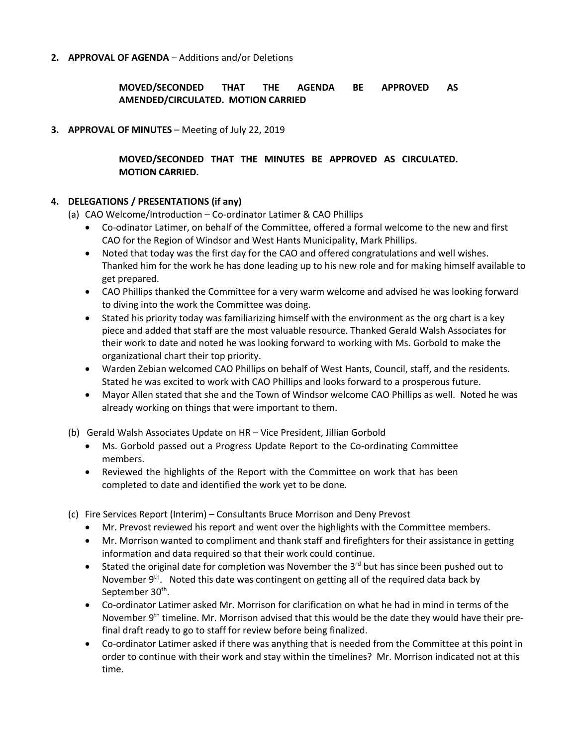**2. APPROVAL OF AGENDA** – Additions and/or Deletions

> **MOVED/SECONDED THAT THE AGENDA BE APPROVED AS AMENDED/CIRCULATED. MOTION CARRIED**

**3. APPROVAL OF MINUTES** – Meeting of July 22, 2019

> **MOVED/SECONDED THAT THE MINUTES BE APPROVED AS CIRCULATED. MOTION CARRIED.**

**4. DELEGATIONS / PRESENTATIONS (if any)**

(a) CAO Welcome/Introduction – Co-ordinator Latimer & CAO Phillips

- Co-odinator Latimer, on behalf of the Committee, offered a formal welcome to the new and first CAO for the Region of Windsor and West Hants Municipality, Mark Phillips.
- Noted that today was the first day for the CAO and offered congratulations and well wishes. Thanked him for the work he has done leading up to his new role and for making himself available to get prepared.
- CAO Phillips thanked the Committee for a very warm welcome and advised he was looking forward to diving into the work the Committee was doing.
- Stated his priority today was familiarizing himself with the environment as the org chart is a key piece and added that staff are the most valuable resource. Thanked Gerald Walsh Associates for their work to date and noted he was looking forward to working with Ms. Gorbold to make the organizational chart their top priority.
- Warden Zebian welcomed CAO Phillips on behalf of West Hants, Council, staff, and the residents. Stated he was excited to work with CAO Phillips and looks forward to a prosperous future.
- Mayor Allen stated that she and the Town of Windsor welcome CAO Phillips as well. Noted he was already working on things that were important to them.

(b) Gerald Walsh Associates Update on HR – Vice President, Jillian Gorbold

- Ms. Gorbold passed out a Progress Update Report to the Co-ordinating Committee members.
- Reviewed the highlights of the Report with the Committee on work that has been completed to date and identified the work yet to be done.

(c) Fire Services Report (Interim) – Consultants Bruce Morrison and Deny Prevost

- Mr. Prevost reviewed his report and went over the highlights with the Committee members.
- Mr. Morrison wanted to compliment and thank staff and firefighters for their assistance in getting information and data required so that their work could continue.
- Stated the original date for completion was November the 3rd but has since been pushed out to November 9th. Noted this date was contingent on getting all of the required data back by September 30th.
- Co-ordinator Latimer asked Mr. Morrison for clarification on what he had in mind in terms of the November 9th timeline. Mr. Morrison advised that this would be the date they would have their pre-final draft ready to go to staff for review before being finalized.
- Co-ordinator Latimer asked if there was anything that is needed from the Committee at this point in order to continue with their work and stay within the timelines? Mr. Morrison indicated not at this time.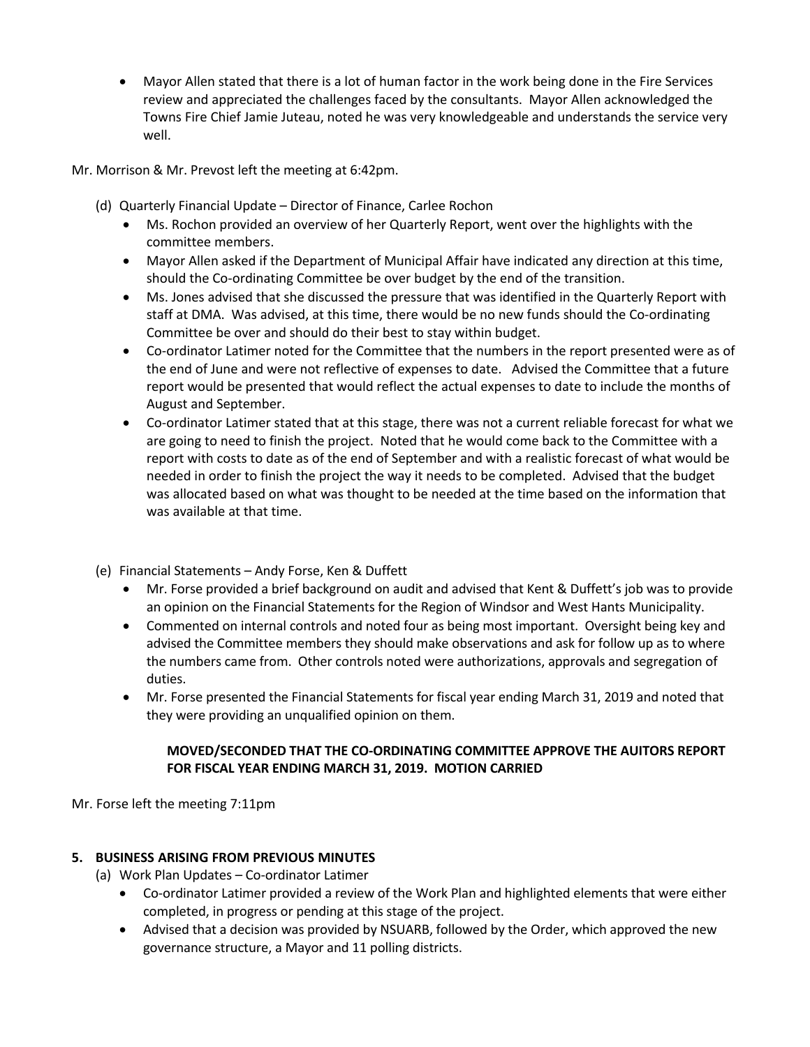- Mayor Allen stated that there is a lot of human factor in the work being done in the Fire Services review and appreciated the challenges faced by the consultants. Mayor Allen acknowledged the Towns Fire Chief Jamie Juteau, noted he was very knowledgeable and understands the service very well.

Mr. Morrison & Mr. Prevost left the meeting at 6:42pm.

(d) Quarterly Financial Update – Director of Finance, Carlee Rochon

- Ms. Rochon provided an overview of her Quarterly Report, went over the highlights with the committee members.
- Mayor Allen asked if the Department of Municipal Affair have indicated any direction at this time, should the Co-ordinating Committee be over budget by the end of the transition.
- Ms. Jones advised that she discussed the pressure that was identified in the Quarterly Report with staff at DMA. Was advised, at this time, there would be no new funds should the Co-ordinating Committee be over and should do their best to stay within budget.
- Co-ordinator Latimer noted for the Committee that the numbers in the report presented were as of the end of June and were not reflective of expenses to date. Advised the Committee that a future report would be presented that would reflect the actual expenses to date to include the months of August and September.
- Co-ordinator Latimer stated that at this stage, there was not a current reliable forecast for what we are going to need to finish the project. Noted that he would come back to the Committee with a report with costs to date as of the end of September and with a realistic forecast of what would be needed in order to finish the project the way it needs to be completed. Advised that the budget was allocated based on what was thought to be needed at the time based on the information that was available at that time.

(e) Financial Statements – Andy Forse, Ken & Duffett

- Mr. Forse provided a brief background on audit and advised that Kent & Duffett's job was to provide an opinion on the Financial Statements for the Region of Windsor and West Hants Municipality.
- Commented on internal controls and noted four as being most important. Oversight being key and advised the Committee members they should make observations and ask for follow up as to where the numbers came from. Other controls noted were authorizations, approvals and segregation of duties.
- Mr. Forse presented the Financial Statements for fiscal year ending March 31, 2019 and noted that they were providing an unqualified opinion on them.

**MOVED/SECONDED THAT THE CO-ORDINATING COMMITTEE APPROVE THE AUITORS REPORT FOR FISCAL YEAR ENDING MARCH 31, 2019. MOTION CARRIED**

Mr. Forse left the meeting 7:11pm

**5. BUSINESS ARISING FROM PREVIOUS MINUTES**

(a) Work Plan Updates – Co-ordinator Latimer

- Co-ordinator Latimer provided a review of the Work Plan and highlighted elements that were either completed, in progress or pending at this stage of the project.
- Advised that a decision was provided by NSUARB, followed by the Order, which approved the new governance structure, a Mayor and 11 polling districts.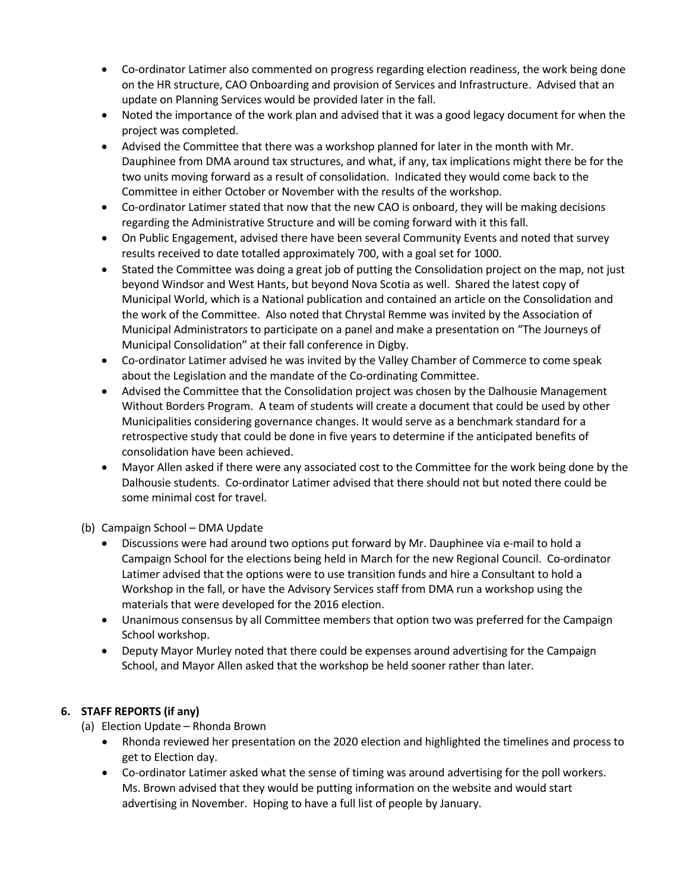- Co-ordinator Latimer also commented on progress regarding election readiness, the work being done on the HR structure, CAO Onboarding and provision of Services and Infrastructure. Advised that an update on Planning Services would be provided later in the fall.
- Noted the importance of the work plan and advised that it was a good legacy document for when the project was completed.
- Advised the Committee that there was a workshop planned for later in the month with Mr. Dauphinee from DMA around tax structures, and what, if any, tax implications might there be for the two units moving forward as a result of consolidation. Indicated they would come back to the Committee in either October or November with the results of the workshop.
- Co-ordinator Latimer stated that now that the new CAO is onboard, they will be making decisions regarding the Administrative Structure and will be coming forward with it this fall.
- On Public Engagement, advised there have been several Community Events and noted that survey results received to date totalled approximately 700, with a goal set for 1000.
- Stated the Committee was doing a great job of putting the Consolidation project on the map, not just beyond Windsor and West Hants, but beyond Nova Scotia as well. Shared the latest copy of Municipal World, which is a National publication and contained an article on the Consolidation and the work of the Committee. Also noted that Chrystal Remme was invited by the Association of Municipal Administrators to participate on a panel and make a presentation on "The Journeys of Municipal Consolidation" at their fall conference in Digby.
- Co-ordinator Latimer advised he was invited by the Valley Chamber of Commerce to come speak about the Legislation and the mandate of the Co-ordinating Committee.
- Advised the Committee that the Consolidation project was chosen by the Dalhousie Management Without Borders Program. A team of students will create a document that could be used by other Municipalities considering governance changes. It would serve as a benchmark standard for a retrospective study that could be done in five years to determine if the anticipated benefits of consolidation have been achieved.
- Mayor Allen asked if there were any associated cost to the Committee for the work being done by the Dalhousie students. Co-ordinator Latimer advised that there should not but noted there could be some minimal cost for travel.

(b) Campaign School – DMA Update

- Discussions were had around two options put forward by Mr. Dauphinee via e-mail to hold a Campaign School for the elections being held in March for the new Regional Council. Co-ordinator Latimer advised that the options were to use transition funds and hire a Consultant to hold a Workshop in the fall, or have the Advisory Services staff from DMA run a workshop using the materials that were developed for the 2016 election.
- Unanimous consensus by all Committee members that option two was preferred for the Campaign School workshop.
- Deputy Mayor Murley noted that there could be expenses around advertising for the Campaign School, and Mayor Allen asked that the workshop be held sooner rather than later.

## 6. STAFF REPORTS (if any)

(a) Election Update – Rhonda Brown

- Rhonda reviewed her presentation on the 2020 election and highlighted the timelines and process to get to Election day.
- Co-ordinator Latimer asked what the sense of timing was around advertising for the poll workers. Ms. Brown advised that they would be putting information on the website and would start advertising in November. Hoping to have a full list of people by January.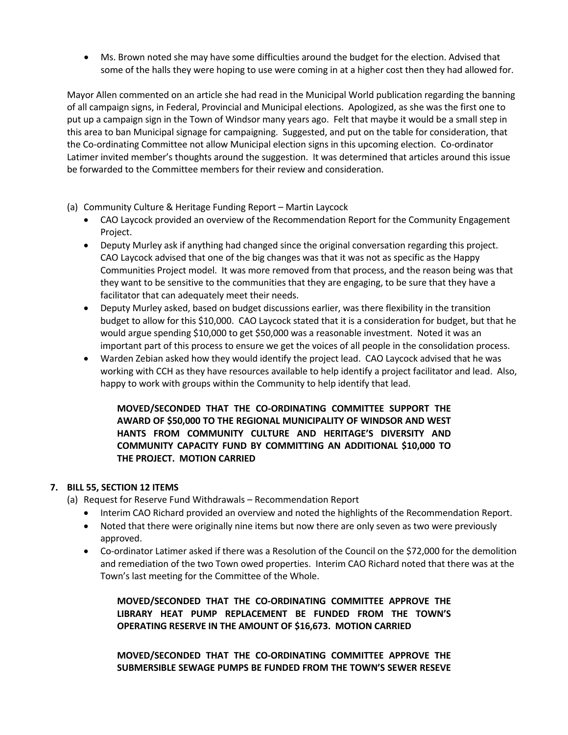- Ms. Brown noted she may have some difficulties around the budget for the election. Advised that some of the halls they were hoping to use were coming in at a higher cost then they had allowed for.

Mayor Allen commented on an article she had read in the Municipal World publication regarding the banning of all campaign signs, in Federal, Provincial and Municipal elections. Apologized, as she was the first one to put up a campaign sign in the Town of Windsor many years ago. Felt that maybe it would be a small step in this area to ban Municipal signage for campaigning. Suggested, and put on the table for consideration, that the Co-ordinating Committee not allow Municipal election signs in this upcoming election. Co-ordinator Latimer invited member's thoughts around the suggestion. It was determined that articles around this issue be forwarded to the Committee members for their review and consideration.

(a) Community Culture & Heritage Funding Report – Martin Laycock

- CAO Laycock provided an overview of the Recommendation Report for the Community Engagement Project.
- Deputy Murley ask if anything had changed since the original conversation regarding this project. CAO Laycock advised that one of the big changes was that it was not as specific as the Happy Communities Project model. It was more removed from that process, and the reason being was that they want to be sensitive to the communities that they are engaging, to be sure that they have a facilitator that can adequately meet their needs.
- Deputy Murley asked, based on budget discussions earlier, was there flexibility in the transition budget to allow for this $10,000. CAO Laycock stated that it is a consideration for budget, but that he would argue spending $10,000 to get $50,000 was a reasonable investment. Noted it was an important part of this process to ensure we get the voices of all people in the consolidation process.
- Warden Zebian asked how they would identify the project lead. CAO Laycock advised that he was working with CCH as they have resources available to help identify a project facilitator and lead. Also, happy to work with groups within the Community to help identify that lead.

> **MOVED/SECONDED THAT THE CO-ORDINATING COMMITTEE SUPPORT THE AWARD OF $50,000 TO THE REGIONAL MUNICIPALITY OF WINDSOR AND WEST HANTS FROM COMMUNITY CULTURE AND HERITAGE'S DIVERSITY AND COMMUNITY CAPACITY FUND BY COMMITTING AN ADDITIONAL $10,000 TO THE PROJECT. MOTION CARRIED**

**7. BILL 55, SECTION 12 ITEMS**

(a) Request for Reserve Fund Withdrawals – Recommendation Report

- Interim CAO Richard provided an overview and noted the highlights of the Recommendation Report.
- Noted that there were originally nine items but now there are only seven as two were previously approved.
- Co-ordinator Latimer asked if there was a Resolution of the Council on the $72,000 for the demolition and remediation of the two Town owed properties. Interim CAO Richard noted that there was at the Town's last meeting for the Committee of the Whole.

> **MOVED/SECONDED THAT THE CO-ORDINATING COMMITTEE APPROVE THE LIBRARY HEAT PUMP REPLACEMENT BE FUNDED FROM THE TOWN'S OPERATING RESERVE IN THE AMOUNT OF $16,673. MOTION CARRIED**

> **MOVED/SECONDED THAT THE CO-ORDINATING COMMITTEE APPROVE THE SUBMERSIBLE SEWAGE PUMPS BE FUNDED FROM THE TOWN'S SEWER RESEVE**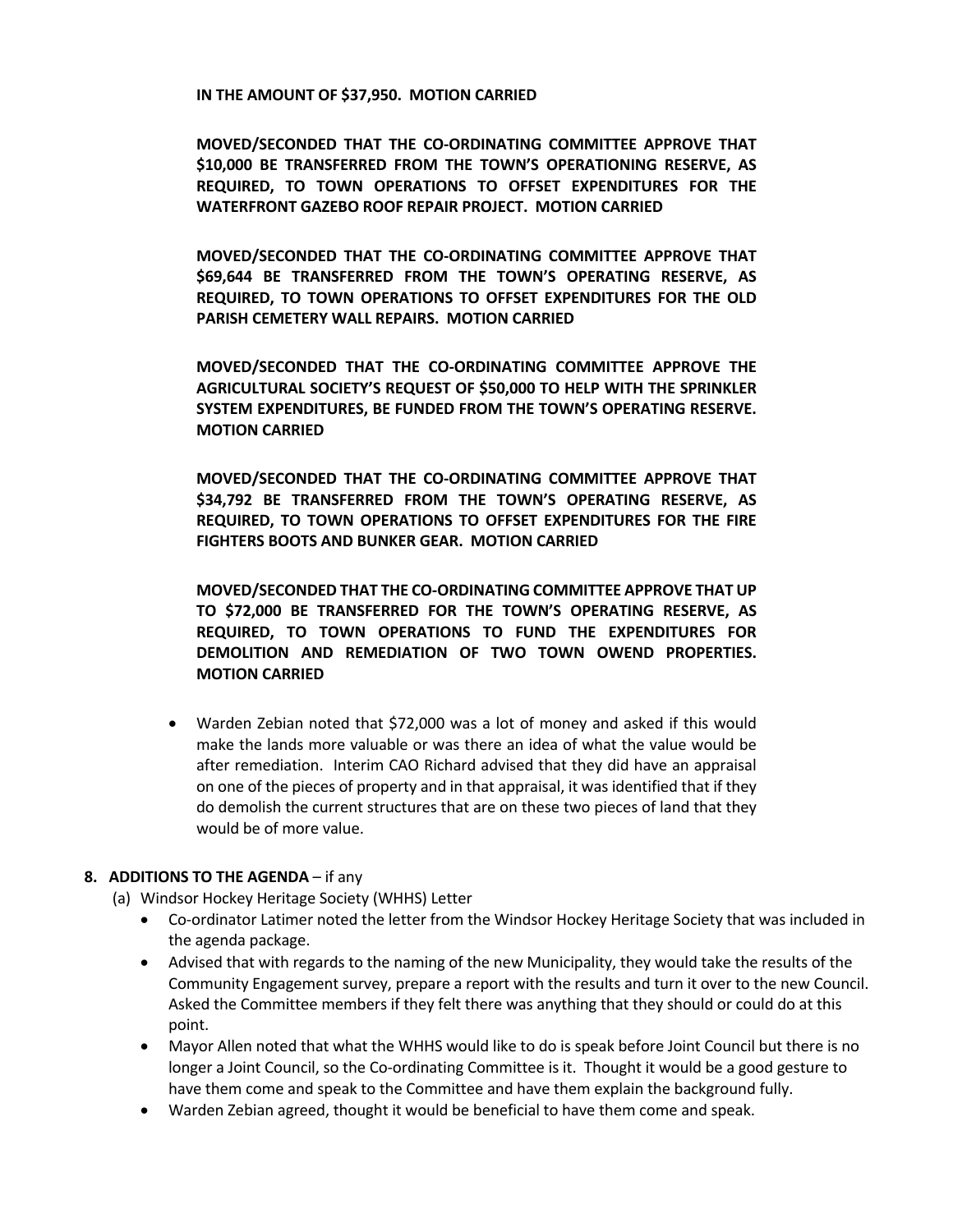**IN THE AMOUNT OF $37,950. MOTION CARRIED**

**MOVED/SECONDED THAT THE CO-ORDINATING COMMITTEE APPROVE THAT $10,000 BE TRANSFERRED FROM THE TOWN'S OPERATIONING RESERVE, AS REQUIRED, TO TOWN OPERATIONS TO OFFSET EXPENDITURES FOR THE WATERFRONT GAZEBO ROOF REPAIR PROJECT. MOTION CARRIED**

**MOVED/SECONDED THAT THE CO-ORDINATING COMMITTEE APPROVE THAT $69,644 BE TRANSFERRED FROM THE TOWN'S OPERATING RESERVE, AS REQUIRED, TO TOWN OPERATIONS TO OFFSET EXPENDITURES FOR THE OLD PARISH CEMETERY WALL REPAIRS. MOTION CARRIED**

**MOVED/SECONDED THAT THE CO-ORDINATING COMMITTEE APPROVE THE AGRICULTURAL SOCIETY'S REQUEST OF $50,000 TO HELP WITH THE SPRINKLER SYSTEM EXPENDITURES, BE FUNDED FROM THE TOWN'S OPERATING RESERVE. MOTION CARRIED**

**MOVED/SECONDED THAT THE CO-ORDINATING COMMITTEE APPROVE THAT $34,792 BE TRANSFERRED FROM THE TOWN'S OPERATING RESERVE, AS REQUIRED, TO TOWN OPERATIONS TO OFFSET EXPENDITURES FOR THE FIRE FIGHTERS BOOTS AND BUNKER GEAR. MOTION CARRIED**

**MOVED/SECONDED THAT THE CO-ORDINATING COMMITTEE APPROVE THAT UP TO $72,000 BE TRANSFERRED FOR THE TOWN'S OPERATING RESERVE, AS REQUIRED, TO TOWN OPERATIONS TO FUND THE EXPENDITURES FOR DEMOLITION AND REMEDIATION OF TWO TOWN OWEND PROPERTIES. MOTION CARRIED**

- Warden Zebian noted that $72,000 was a lot of money and asked if this would make the lands more valuable or was there an idea of what the value would be after remediation. Interim CAO Richard advised that they did have an appraisal on one of the pieces of property and in that appraisal, it was identified that if they do demolish the current structures that are on these two pieces of land that they would be of more value.

**8. ADDITIONS TO THE AGENDA** – if any

(a) Windsor Hockey Heritage Society (WHHS) Letter

- Co-ordinator Latimer noted the letter from the Windsor Hockey Heritage Society that was included in the agenda package.
- Advised that with regards to the naming of the new Municipality, they would take the results of the Community Engagement survey, prepare a report with the results and turn it over to the new Council. Asked the Committee members if they felt there was anything that they should or could do at this point.
- Mayor Allen noted that what the WHHS would like to do is speak before Joint Council but there is no longer a Joint Council, so the Co-ordinating Committee is it. Thought it would be a good gesture to have them come and speak to the Committee and have them explain the background fully.
- Warden Zebian agreed, thought it would be beneficial to have them come and speak.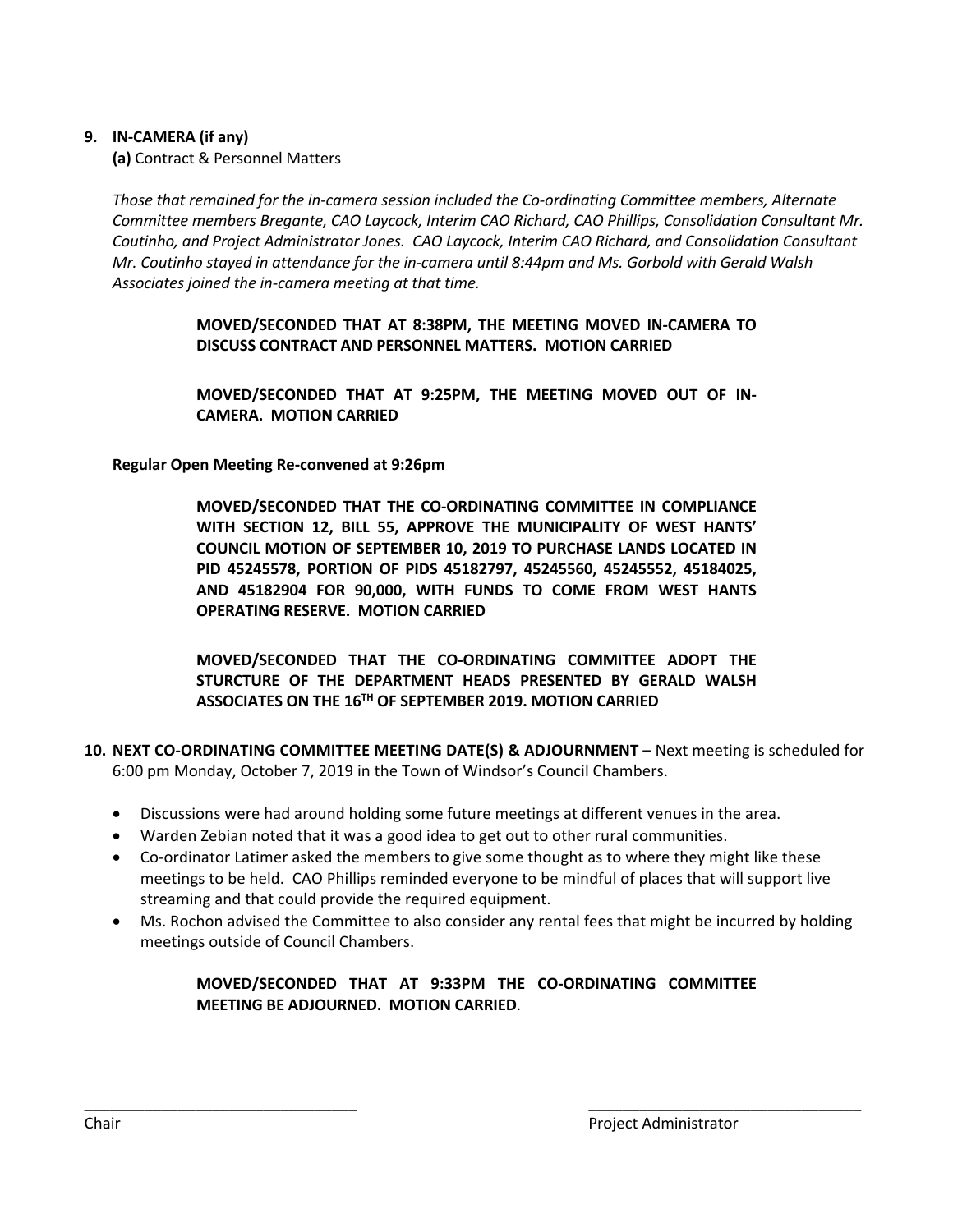**9. IN-CAMERA (if any)**

**(a)** Contract & Personnel Matters

*Those that remained for the in-camera session included the Co-ordinating Committee members, Alternate Committee members Bregante, CAO Laycock, Interim CAO Richard, CAO Phillips, Consolidation Consultant Mr. Coutinho, and Project Administrator Jones. CAO Laycock, Interim CAO Richard, and Consolidation Consultant Mr. Coutinho stayed in attendance for the in-camera until 8:44pm and Ms. Gorbold with Gerald Walsh Associates joined the in-camera meeting at that time.*

> **MOVED/SECONDED THAT AT 8:38PM, THE MEETING MOVED IN-CAMERA TO DISCUSS CONTRACT AND PERSONNEL MATTERS. MOTION CARRIED**

> **MOVED/SECONDED THAT AT 9:25PM, THE MEETING MOVED OUT OF IN-CAMERA. MOTION CARRIED**

**Regular Open Meeting Re-convened at 9:26pm**

> **MOVED/SECONDED THAT THE CO-ORDINATING COMMITTEE IN COMPLIANCE WITH SECTION 12, BILL 55, APPROVE THE MUNICIPALITY OF WEST HANTS' COUNCIL MOTION OF SEPTEMBER 10, 2019 TO PURCHASE LANDS LOCATED IN PID 45245578, PORTION OF PIDS 45182797, 45245560, 45245552, 45184025, AND 45182904 FOR 90,000, WITH FUNDS TO COME FROM WEST HANTS OPERATING RESERVE. MOTION CARRIED**

> **MOVED/SECONDED THAT THE CO-ORDINATING COMMITTEE ADOPT THE STURCTURE OF THE DEPARTMENT HEADS PRESENTED BY GERALD WALSH ASSOCIATES ON THE 16TH OF SEPTEMBER 2019. MOTION CARRIED**

**10. NEXT CO-ORDINATING COMMITTEE MEETING DATE(S) & ADJOURNMENT** – Next meeting is scheduled for 6:00 pm Monday, October 7, 2019 in the Town of Windsor's Council Chambers.

- Discussions were had around holding some future meetings at different venues in the area.
- Warden Zebian noted that it was a good idea to get out to other rural communities.
- Co-ordinator Latimer asked the members to give some thought as to where they might like these meetings to be held. CAO Phillips reminded everyone to be mindful of places that will support live streaming and that could provide the required equipment.
- Ms. Rochon advised the Committee to also consider any rental fees that might be incurred by holding meetings outside of Council Chambers.

> **MOVED/SECONDED THAT AT 9:33PM THE CO-ORDINATING COMMITTEE MEETING BE ADJOURNED. MOTION CARRIED**.

\_\_\_\_\_\_\_\_\_\_\_\_\_\_\_\_\_\_\_\_\_\_\_\_\_\_\_\_\_\_\_\_
Chair

\_\_\_\_\_\_\_\_\_\_\_\_\_\_\_\_\_\_\_\_\_\_\_\_\_\_\_\_\_\_\_\_
Project Administrator